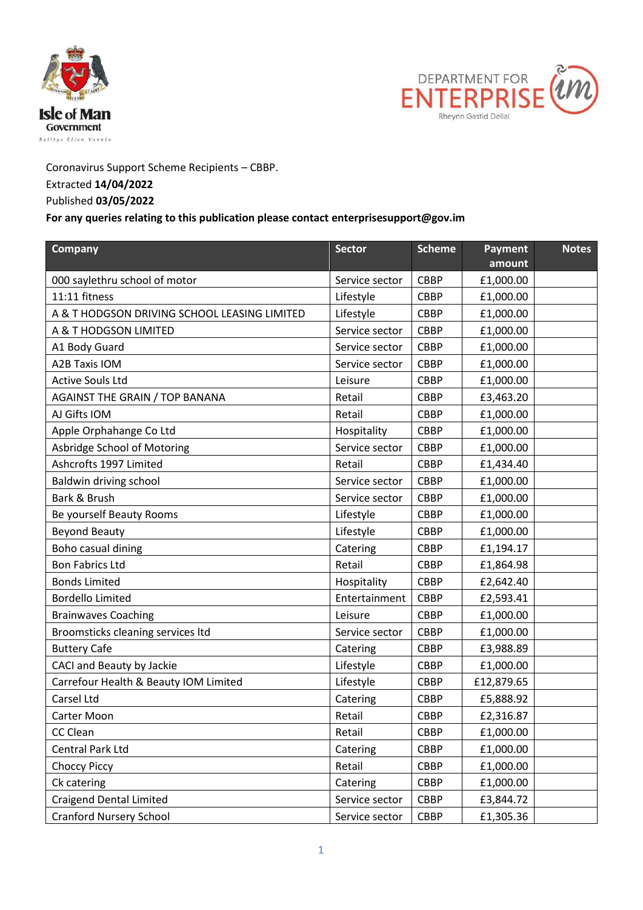Isle of Man Government
Reiltys Ellan Vannin

DEPARTMENT FOR ENTERPRISE
Rheynn Gastid Dellal

Coronavirus Support Scheme Recipients – CBBP.
Extracted **14/04/2022**
Published **03/05/2022**
**For any queries relating to this publication please contact enterprisesupport@gov.im**

| Company | Sector | Scheme | Payment amount | Notes |
|---|---|---|---|---|
| 000 saylethru school of motor | Service sector | CBBP | £1,000.00 | |
| 11:11 fitness | Lifestyle | CBBP | £1,000.00 | |
| A & T HODGSON DRIVING SCHOOL LEASING LIMITED | Lifestyle | CBBP | £1,000.00 | |
| A & T HODGSON LIMITED | Service sector | CBBP | £1,000.00 | |
| A1 Body Guard | Service sector | CBBP | £1,000.00 | |
| A2B Taxis IOM | Service sector | CBBP | £1,000.00 | |
| Active Souls Ltd | Leisure | CBBP | £1,000.00 | |
| AGAINST THE GRAIN / TOP BANANA | Retail | CBBP | £3,463.20 | |
| AJ Gifts IOM | Retail | CBBP | £1,000.00 | |
| Apple Orphahange Co Ltd | Hospitality | CBBP | £1,000.00 | |
| Asbridge School of Motoring | Service sector | CBBP | £1,000.00 | |
| Ashcrofts 1997 Limited | Retail | CBBP | £1,434.40 | |
| Baldwin driving school | Service sector | CBBP | £1,000.00 | |
| Bark & Brush | Service sector | CBBP | £1,000.00 | |
| Be yourself Beauty Rooms | Lifestyle | CBBP | £1,000.00 | |
| Beyond Beauty | Lifestyle | CBBP | £1,000.00 | |
| Boho casual dining | Catering | CBBP | £1,194.17 | |
| Bon Fabrics Ltd | Retail | CBBP | £1,864.98 | |
| Bonds Limited | Hospitality | CBBP | £2,642.40 | |
| Bordello Limited | Entertainment | CBBP | £2,593.41 | |
| Brainwaves Coaching | Leisure | CBBP | £1,000.00 | |
| Broomsticks cleaning services ltd | Service sector | CBBP | £1,000.00 | |
| Buttery Cafe | Catering | CBBP | £3,988.89 | |
| CACI and Beauty by Jackie | Lifestyle | CBBP | £1,000.00 | |
| Carrefour Health & Beauty IOM Limited | Lifestyle | CBBP | £12,879.65 | |
| Carsel Ltd | Catering | CBBP | £5,888.92 | |
| Carter Moon | Retail | CBBP | £2,316.87 | |
| CC Clean | Retail | CBBP | £1,000.00 | |
| Central Park Ltd | Catering | CBBP | £1,000.00 | |
| Choccy Piccy | Retail | CBBP | £1,000.00 | |
| Ck catering | Catering | CBBP | £1,000.00 | |
| Craigend Dental Limited | Service sector | CBBP | £3,844.72 | |
| Cranford Nursery School | Service sector | CBBP | £1,305.36 | |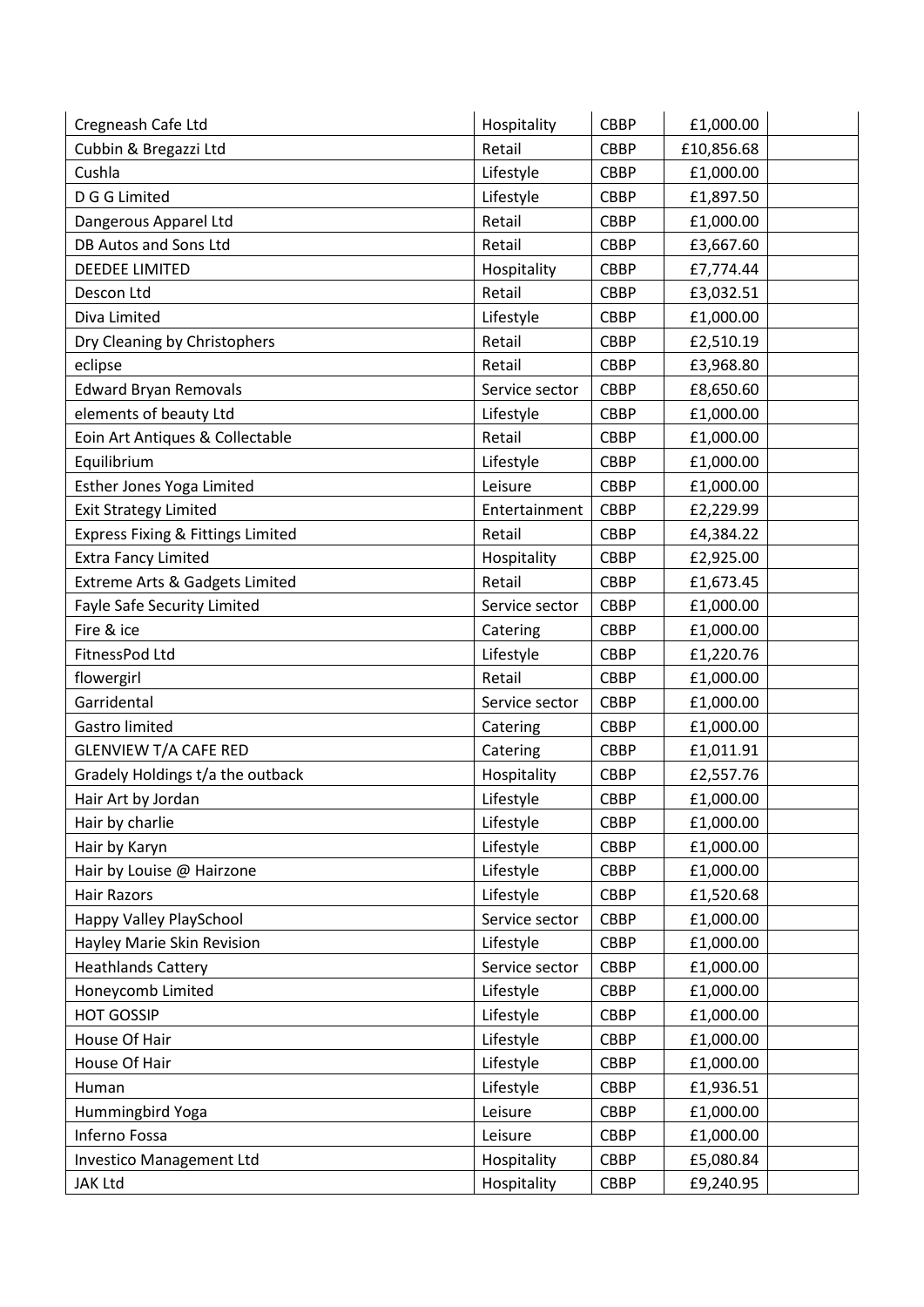| | | | | |
|---|---|---|---|---|
| Cregneash Cafe Ltd | Hospitality | CBBP | £1,000.00 | |
| Cubbin & Bregazzi Ltd | Retail | CBBP | £10,856.68 | |
| Cushla | Lifestyle | CBBP | £1,000.00 | |
| D G G Limited | Lifestyle | CBBP | £1,897.50 | |
| Dangerous Apparel Ltd | Retail | CBBP | £1,000.00 | |
| DB Autos and Sons Ltd | Retail | CBBP | £3,667.60 | |
| DEEDEE LIMITED | Hospitality | CBBP | £7,774.44 | |
| Descon Ltd | Retail | CBBP | £3,032.51 | |
| Diva Limited | Lifestyle | CBBP | £1,000.00 | |
| Dry Cleaning by Christophers | Retail | CBBP | £2,510.19 | |
| eclipse | Retail | CBBP | £3,968.80 | |
| Edward Bryan Removals | Service sector | CBBP | £8,650.60 | |
| elements of beauty Ltd | Lifestyle | CBBP | £1,000.00 | |
| Eoin Art Antiques & Collectable | Retail | CBBP | £1,000.00 | |
| Equilibrium | Lifestyle | CBBP | £1,000.00 | |
| Esther Jones Yoga Limited | Leisure | CBBP | £1,000.00 | |
| Exit Strategy Limited | Entertainment | CBBP | £2,229.99 | |
| Express Fixing & Fittings Limited | Retail | CBBP | £4,384.22 | |
| Extra Fancy Limited | Hospitality | CBBP | £2,925.00 | |
| Extreme Arts & Gadgets Limited | Retail | CBBP | £1,673.45 | |
| Fayle Safe Security Limited | Service sector | CBBP | £1,000.00 | |
| Fire & ice | Catering | CBBP | £1,000.00 | |
| FitnessPod Ltd | Lifestyle | CBBP | £1,220.76 | |
| flowergirl | Retail | CBBP | £1,000.00 | |
| Garridental | Service sector | CBBP | £1,000.00 | |
| Gastro limited | Catering | CBBP | £1,000.00 | |
| GLENVIEW T/A CAFE RED | Catering | CBBP | £1,011.91 | |
| Gradely Holdings t/a the outback | Hospitality | CBBP | £2,557.76 | |
| Hair Art by Jordan | Lifestyle | CBBP | £1,000.00 | |
| Hair by charlie | Lifestyle | CBBP | £1,000.00 | |
| Hair by Karyn | Lifestyle | CBBP | £1,000.00 | |
| Hair by Louise @ Hairzone | Lifestyle | CBBP | £1,000.00 | |
| Hair Razors | Lifestyle | CBBP | £1,520.68 | |
| Happy Valley PlaySchool | Service sector | CBBP | £1,000.00 | |
| Hayley Marie Skin Revision | Lifestyle | CBBP | £1,000.00 | |
| Heathlands Cattery | Service sector | CBBP | £1,000.00 | |
| Honeycomb Limited | Lifestyle | CBBP | £1,000.00 | |
| HOT GOSSIP | Lifestyle | CBBP | £1,000.00 | |
| House Of Hair | Lifestyle | CBBP | £1,000.00 | |
| House Of Hair | Lifestyle | CBBP | £1,000.00 | |
| Human | Lifestyle | CBBP | £1,936.51 | |
| Hummingbird Yoga | Leisure | CBBP | £1,000.00 | |
| Inferno Fossa | Leisure | CBBP | £1,000.00 | |
| Investico Management Ltd | Hospitality | CBBP | £5,080.84 | |
| JAK Ltd | Hospitality | CBBP | £9,240.95 | |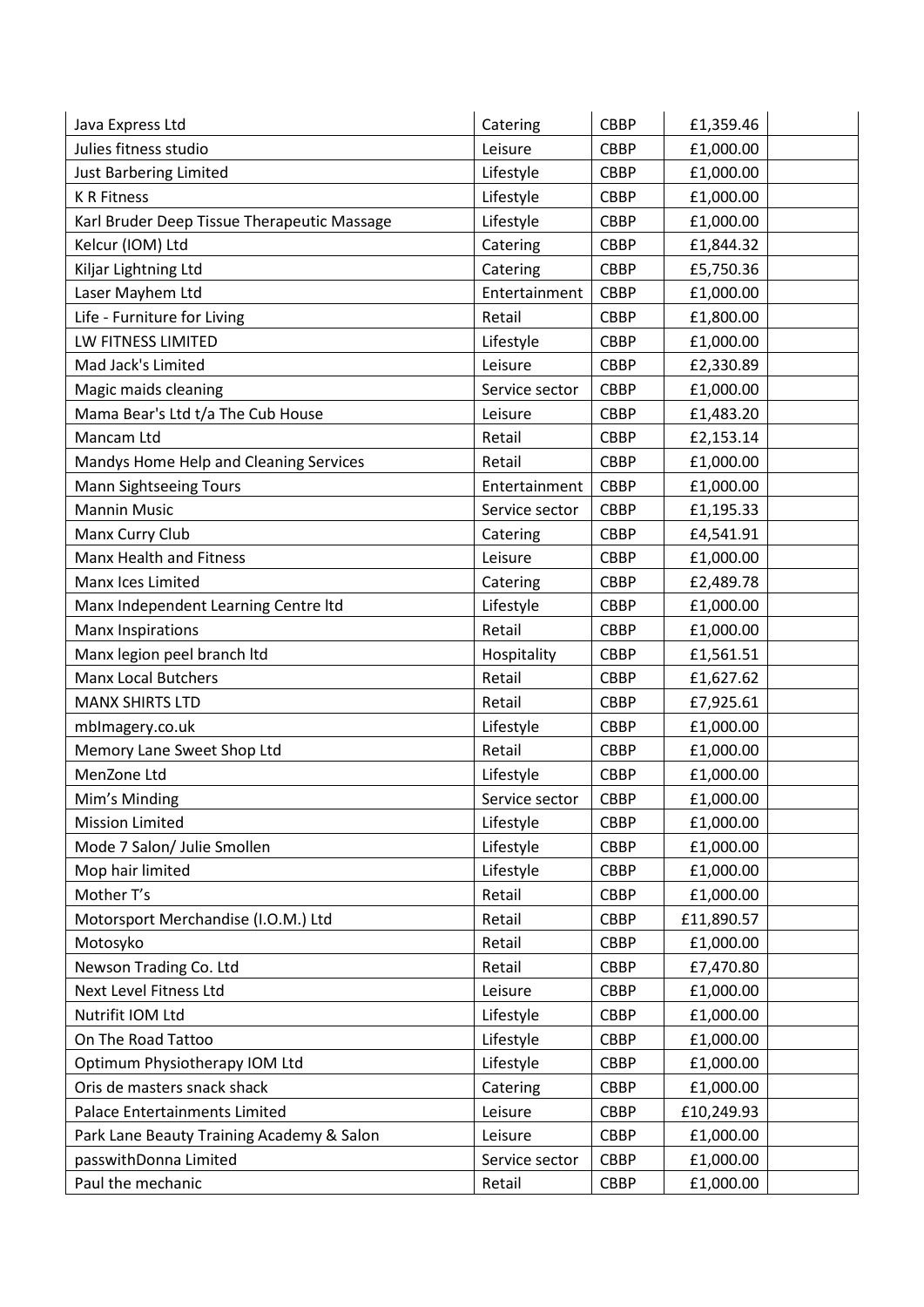| | | | | |
|---|---|---|---|---|
| Java Express Ltd | Catering | CBBP | £1,359.46 | |
| Julies fitness studio | Leisure | CBBP | £1,000.00 | |
| Just Barbering Limited | Lifestyle | CBBP | £1,000.00 | |
| K R Fitness | Lifestyle | CBBP | £1,000.00 | |
| Karl Bruder Deep Tissue Therapeutic Massage | Lifestyle | CBBP | £1,000.00 | |
| Kelcur (IOM) Ltd | Catering | CBBP | £1,844.32 | |
| Kiljar Lightning Ltd | Catering | CBBP | £5,750.36 | |
| Laser Mayhem Ltd | Entertainment | CBBP | £1,000.00 | |
| Life - Furniture for Living | Retail | CBBP | £1,800.00 | |
| LW FITNESS LIMITED | Lifestyle | CBBP | £1,000.00 | |
| Mad Jack's Limited | Leisure | CBBP | £2,330.89 | |
| Magic maids cleaning | Service sector | CBBP | £1,000.00 | |
| Mama Bear's Ltd t/a The Cub House | Leisure | CBBP | £1,483.20 | |
| Mancam Ltd | Retail | CBBP | £2,153.14 | |
| Mandys Home Help and Cleaning Services | Retail | CBBP | £1,000.00 | |
| Mann Sightseeing Tours | Entertainment | CBBP | £1,000.00 | |
| Mannin Music | Service sector | CBBP | £1,195.33 | |
| Manx Curry Club | Catering | CBBP | £4,541.91 | |
| Manx Health and Fitness | Leisure | CBBP | £1,000.00 | |
| Manx Ices Limited | Catering | CBBP | £2,489.78 | |
| Manx Independent Learning Centre ltd | Lifestyle | CBBP | £1,000.00 | |
| Manx Inspirations | Retail | CBBP | £1,000.00 | |
| Manx legion peel branch ltd | Hospitality | CBBP | £1,561.51 | |
| Manx Local Butchers | Retail | CBBP | £1,627.62 | |
| MANX SHIRTS LTD | Retail | CBBP | £7,925.61 | |
| mbImagery.co.uk | Lifestyle | CBBP | £1,000.00 | |
| Memory Lane Sweet Shop Ltd | Retail | CBBP | £1,000.00 | |
| MenZone Ltd | Lifestyle | CBBP | £1,000.00 | |
| Mim's Minding | Service sector | CBBP | £1,000.00 | |
| Mission Limited | Lifestyle | CBBP | £1,000.00 | |
| Mode 7 Salon/ Julie Smollen | Lifestyle | CBBP | £1,000.00 | |
| Mop hair limited | Lifestyle | CBBP | £1,000.00 | |
| Mother T's | Retail | CBBP | £1,000.00 | |
| Motorsport Merchandise (I.O.M.) Ltd | Retail | CBBP | £11,890.57 | |
| Motosyko | Retail | CBBP | £1,000.00 | |
| Newson Trading Co. Ltd | Retail | CBBP | £7,470.80 | |
| Next Level Fitness Ltd | Leisure | CBBP | £1,000.00 | |
| Nutrifit IOM Ltd | Lifestyle | CBBP | £1,000.00 | |
| On The Road Tattoo | Lifestyle | CBBP | £1,000.00 | |
| Optimum Physiotherapy IOM Ltd | Lifestyle | CBBP | £1,000.00 | |
| Oris de masters snack shack | Catering | CBBP | £1,000.00 | |
| Palace Entertainments Limited | Leisure | CBBP | £10,249.93 | |
| Park Lane Beauty Training Academy & Salon | Leisure | CBBP | £1,000.00 | |
| passwithDonna Limited | Service sector | CBBP | £1,000.00 | |
| Paul the mechanic | Retail | CBBP | £1,000.00 | |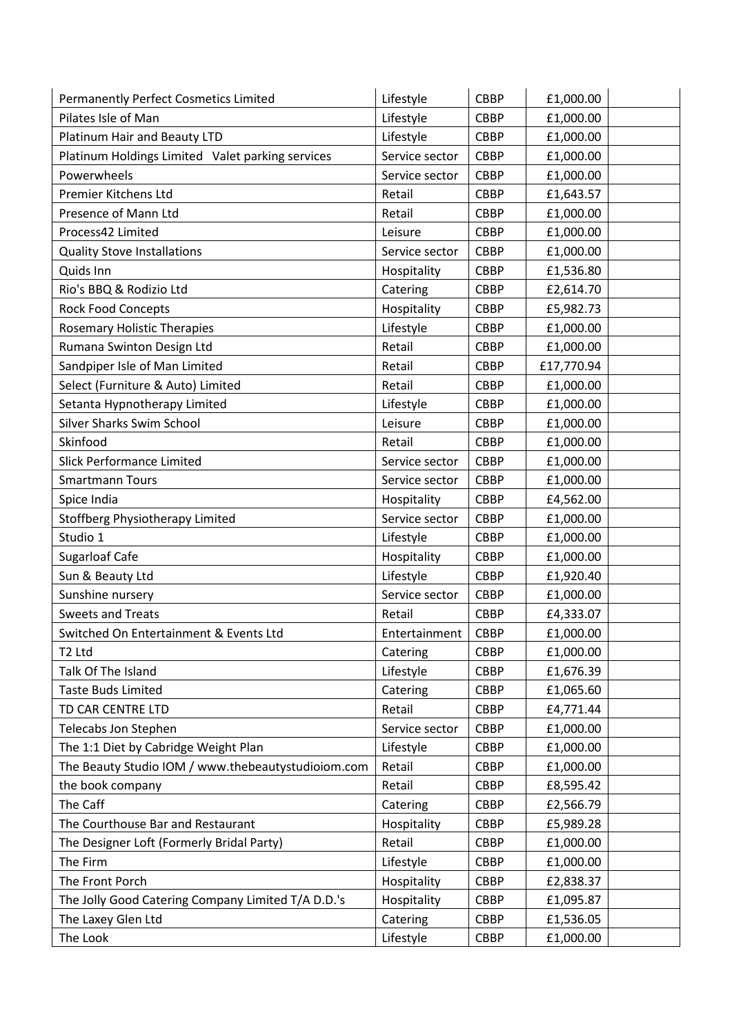| | | | | |
|---|---|---|---|---|
| Permanently Perfect Cosmetics Limited | Lifestyle | CBBP | £1,000.00 | |
| Pilates Isle of Man | Lifestyle | CBBP | £1,000.00 | |
| Platinum Hair and Beauty LTD | Lifestyle | CBBP | £1,000.00 | |
| Platinum Holdings Limited Valet parking services | Service sector | CBBP | £1,000.00 | |
| Powerwheels | Service sector | CBBP | £1,000.00 | |
| Premier Kitchens Ltd | Retail | CBBP | £1,643.57 | |
| Presence of Mann Ltd | Retail | CBBP | £1,000.00 | |
| Process42 Limited | Leisure | CBBP | £1,000.00 | |
| Quality Stove Installations | Service sector | CBBP | £1,000.00 | |
| Quids Inn | Hospitality | CBBP | £1,536.80 | |
| Rio's BBQ & Rodizio Ltd | Catering | CBBP | £2,614.70 | |
| Rock Food Concepts | Hospitality | CBBP | £5,982.73 | |
| Rosemary Holistic Therapies | Lifestyle | CBBP | £1,000.00 | |
| Rumana Swinton Design Ltd | Retail | CBBP | £1,000.00 | |
| Sandpiper Isle of Man Limited | Retail | CBBP | £17,770.94 | |
| Select (Furniture & Auto) Limited | Retail | CBBP | £1,000.00 | |
| Setanta Hypnotherapy Limited | Lifestyle | CBBP | £1,000.00 | |
| Silver Sharks Swim School | Leisure | CBBP | £1,000.00 | |
| Skinfood | Retail | CBBP | £1,000.00 | |
| Slick Performance Limited | Service sector | CBBP | £1,000.00 | |
| Smartmann Tours | Service sector | CBBP | £1,000.00 | |
| Spice India | Hospitality | CBBP | £4,562.00 | |
| Stoffberg Physiotherapy Limited | Service sector | CBBP | £1,000.00 | |
| Studio 1 | Lifestyle | CBBP | £1,000.00 | |
| Sugarloaf Cafe | Hospitality | CBBP | £1,000.00 | |
| Sun & Beauty Ltd | Lifestyle | CBBP | £1,920.40 | |
| Sunshine nursery | Service sector | CBBP | £1,000.00 | |
| Sweets and Treats | Retail | CBBP | £4,333.07 | |
| Switched On Entertainment & Events Ltd | Entertainment | CBBP | £1,000.00 | |
| T2 Ltd | Catering | CBBP | £1,000.00 | |
| Talk Of The Island | Lifestyle | CBBP | £1,676.39 | |
| Taste Buds Limited | Catering | CBBP | £1,065.60 | |
| TD CAR CENTRE LTD | Retail | CBBP | £4,771.44 | |
| Telecabs Jon Stephen | Service sector | CBBP | £1,000.00 | |
| The 1:1 Diet by Cabridge Weight Plan | Lifestyle | CBBP | £1,000.00 | |
| The Beauty Studio IOM / www.thebeautystudioiom.com | Retail | CBBP | £1,000.00 | |
| the book company | Retail | CBBP | £8,595.42 | |
| The Caff | Catering | CBBP | £2,566.79 | |
| The Courthouse Bar and Restaurant | Hospitality | CBBP | £5,989.28 | |
| The Designer Loft (Formerly Bridal Party) | Retail | CBBP | £1,000.00 | |
| The Firm | Lifestyle | CBBP | £1,000.00 | |
| The Front Porch | Hospitality | CBBP | £2,838.37 | |
| The Jolly Good Catering Company Limited T/A D.D.'s | Hospitality | CBBP | £1,095.87 | |
| The Laxey Glen Ltd | Catering | CBBP | £1,536.05 | |
| The Look | Lifestyle | CBBP | £1,000.00 | |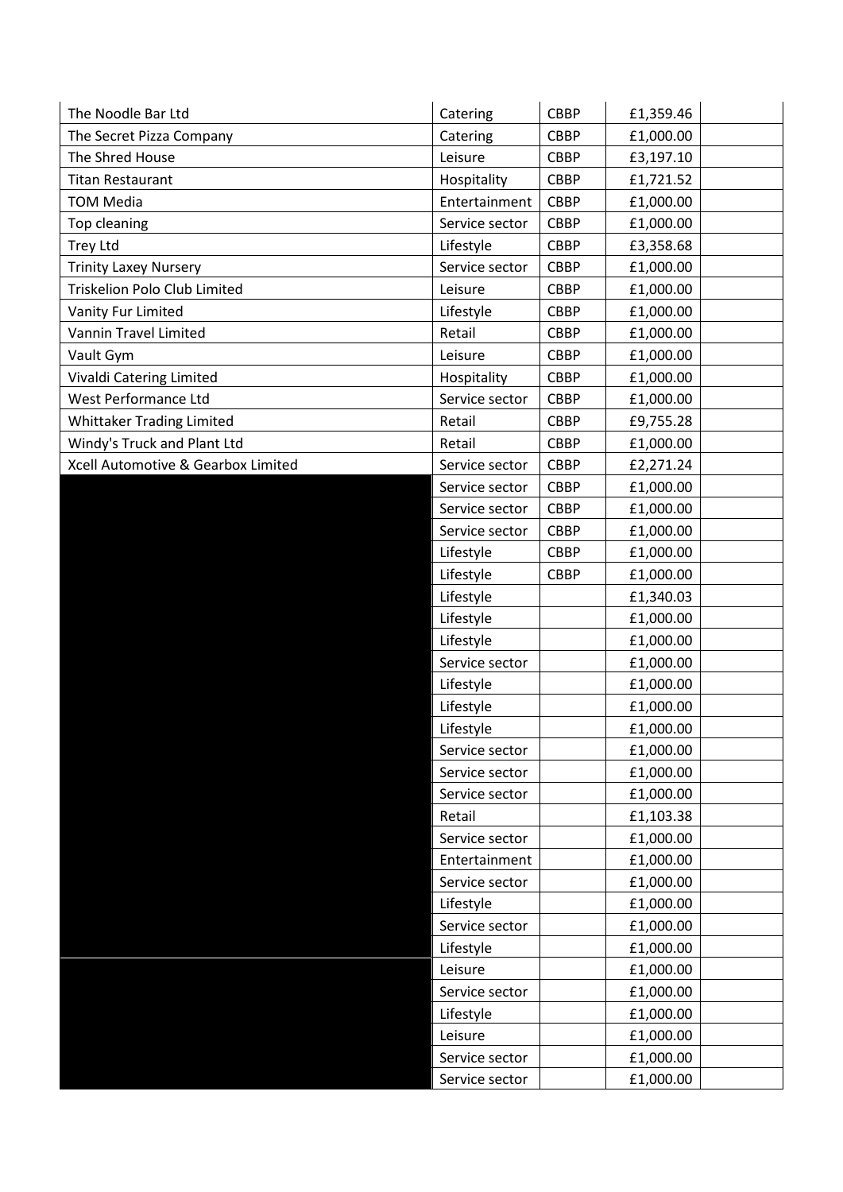| | | | | |
|---|---|---|---|---|
| The Noodle Bar Ltd | Catering | CBBP | £1,359.46 | |
| The Secret Pizza Company | Catering | CBBP | £1,000.00 | |
| The Shred House | Leisure | CBBP | £3,197.10 | |
| Titan Restaurant | Hospitality | CBBP | £1,721.52 | |
| TOM Media | Entertainment | CBBP | £1,000.00 | |
| Top cleaning | Service sector | CBBP | £1,000.00 | |
| Trey Ltd | Lifestyle | CBBP | £3,358.68 | |
| Trinity Laxey Nursery | Service sector | CBBP | £1,000.00 | |
| Triskelion Polo Club Limited | Leisure | CBBP | £1,000.00 | |
| Vanity Fur Limited | Lifestyle | CBBP | £1,000.00 | |
| Vannin Travel Limited | Retail | CBBP | £1,000.00 | |
| Vault Gym | Leisure | CBBP | £1,000.00 | |
| Vivaldi Catering Limited | Hospitality | CBBP | £1,000.00 | |
| West Performance Ltd | Service sector | CBBP | £1,000.00 | |
| Whittaker Trading Limited | Retail | CBBP | £9,755.28 | |
| Windy's Truck and Plant Ltd | Retail | CBBP | £1,000.00 | |
| Xcell Automotive & Gearbox Limited | Service sector | CBBP | £2,271.24 | |
| | Service sector | CBBP | £1,000.00 | |
| | Service sector | CBBP | £1,000.00 | |
| | Service sector | CBBP | £1,000.00 | |
| | Lifestyle | CBBP | £1,000.00 | |
| | Lifestyle | CBBP | £1,000.00 | |
| | Lifestyle | | £1,340.03 | |
| | Lifestyle | | £1,000.00 | |
| | Lifestyle | | £1,000.00 | |
| | Service sector | | £1,000.00 | |
| | Lifestyle | | £1,000.00 | |
| | Lifestyle | | £1,000.00 | |
| | Lifestyle | | £1,000.00 | |
| | Service sector | | £1,000.00 | |
| | Service sector | | £1,000.00 | |
| | Service sector | | £1,000.00 | |
| | Retail | | £1,103.38 | |
| | Service sector | | £1,000.00 | |
| | Entertainment | | £1,000.00 | |
| | Service sector | | £1,000.00 | |
| | Lifestyle | | £1,000.00 | |
| | Service sector | | £1,000.00 | |
| | Lifestyle | | £1,000.00 | |
| | Leisure | | £1,000.00 | |
| | Service sector | | £1,000.00 | |
| | Lifestyle | | £1,000.00 | |
| | Leisure | | £1,000.00 | |
| | Service sector | | £1,000.00 | |
| | Service sector | | £1,000.00 | |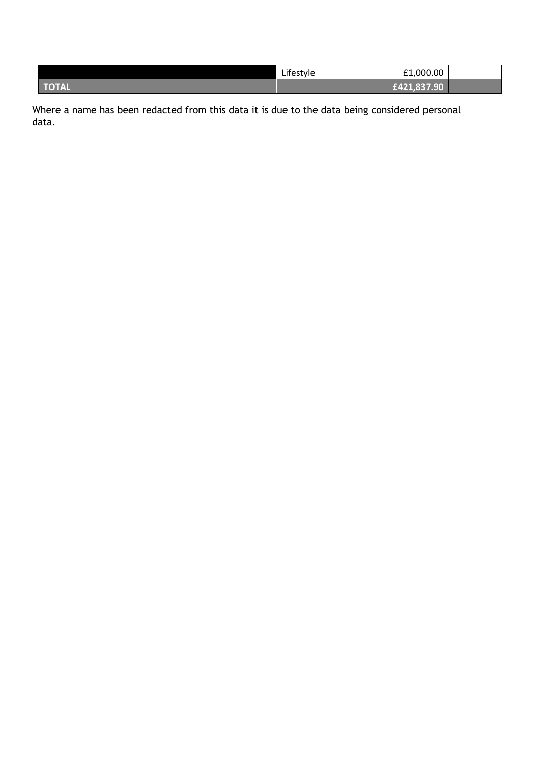| | | | | |
|---|---|---|---|---|
| | Lifestyle | | £1,000.00 | |
| **TOTAL** | | | **£421,837.90** | |

Where a name has been redacted from this data it is due to the data being considered personal data.